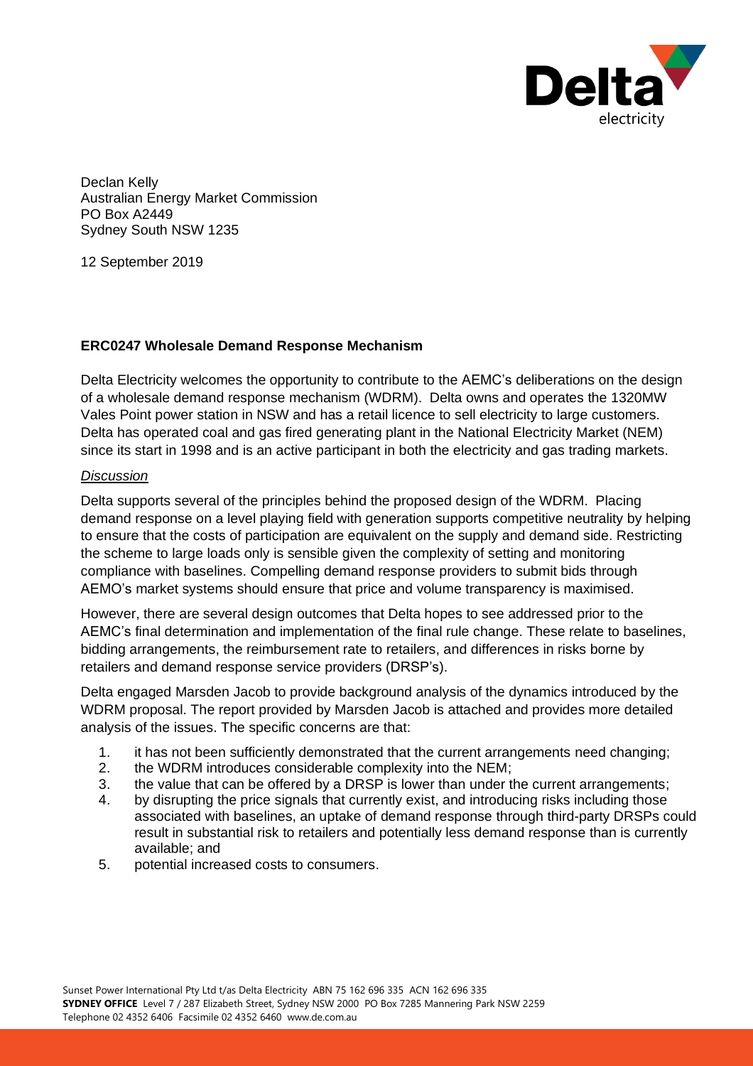Declan Kelly
Australian Energy Market Commission
PO Box A2449
Sydney South NSW 1235

12 September 2019

**ERC0247 Wholesale Demand Response Mechanism**

Delta Electricity welcomes the opportunity to contribute to the AEMC's deliberations on the design of a wholesale demand response mechanism (WDRM). Delta owns and operates the 1320MW Vales Point power station in NSW and has a retail licence to sell electricity to large customers. Delta has operated coal and gas fired generating plant in the National Electricity Market (NEM) since its start in 1998 and is an active participant in both the electricity and gas trading markets.

*Discussion*

Delta supports several of the principles behind the proposed design of the WDRM. Placing demand response on a level playing field with generation supports competitive neutrality by helping to ensure that the costs of participation are equivalent on the supply and demand side. Restricting the scheme to large loads only is sensible given the complexity of setting and monitoring compliance with baselines. Compelling demand response providers to submit bids through AEMO's market systems should ensure that price and volume transparency is maximised.

However, there are several design outcomes that Delta hopes to see addressed prior to the AEMC's final determination and implementation of the final rule change. These relate to baselines, bidding arrangements, the reimbursement rate to retailers, and differences in risks borne by retailers and demand response service providers (DRSP's).

Delta engaged Marsden Jacob to provide background analysis of the dynamics introduced by the WDRM proposal. The report provided by Marsden Jacob is attached and provides more detailed analysis of the issues. The specific concerns are that:

1. it has not been sufficiently demonstrated that the current arrangements need changing;
2. the WDRM introduces considerable complexity into the NEM;
3. the value that can be offered by a DRSP is lower than under the current arrangements;
4. by disrupting the price signals that currently exist, and introducing risks including those associated with baselines, an uptake of demand response through third-party DRSPs could result in substantial risk to retailers and potentially less demand response than is currently available; and
5. potential increased costs to consumers.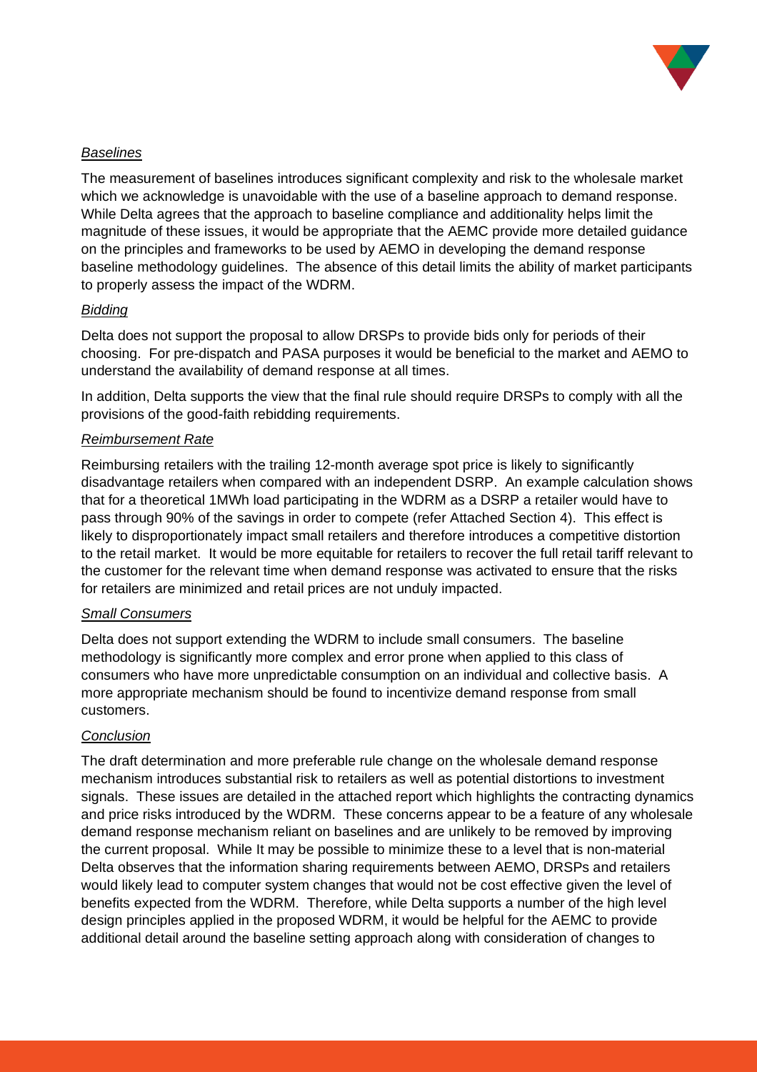*Baselines*

The measurement of baselines introduces significant complexity and risk to the wholesale market which we acknowledge is unavoidable with the use of a baseline approach to demand response. While Delta agrees that the approach to baseline compliance and additionality helps limit the magnitude of these issues, it would be appropriate that the AEMC provide more detailed guidance on the principles and frameworks to be used by AEMO in developing the demand response baseline methodology guidelines. The absence of this detail limits the ability of market participants to properly assess the impact of the WDRM.

*Bidding*

Delta does not support the proposal to allow DRSPs to provide bids only for periods of their choosing. For pre-dispatch and PASA purposes it would be beneficial to the market and AEMO to understand the availability of demand response at all times.

In addition, Delta supports the view that the final rule should require DRSPs to comply with all the provisions of the good-faith rebidding requirements.

*Reimbursement Rate*

Reimbursing retailers with the trailing 12-month average spot price is likely to significantly disadvantage retailers when compared with an independent DSRP. An example calculation shows that for a theoretical 1MWh load participating in the WDRM as a DSRP a retailer would have to pass through 90% of the savings in order to compete (refer Attached Section 4). This effect is likely to disproportionately impact small retailers and therefore introduces a competitive distortion to the retail market. It would be more equitable for retailers to recover the full retail tariff relevant to the customer for the relevant time when demand response was activated to ensure that the risks for retailers are minimized and retail prices are not unduly impacted.

*Small Consumers*

Delta does not support extending the WDRM to include small consumers. The baseline methodology is significantly more complex and error prone when applied to this class of consumers who have more unpredictable consumption on an individual and collective basis. A more appropriate mechanism should be found to incentivize demand response from small customers.

*Conclusion*

The draft determination and more preferable rule change on the wholesale demand response mechanism introduces substantial risk to retailers as well as potential distortions to investment signals. These issues are detailed in the attached report which highlights the contracting dynamics and price risks introduced by the WDRM. These concerns appear to be a feature of any wholesale demand response mechanism reliant on baselines and are unlikely to be removed by improving the current proposal. While It may be possible to minimize these to a level that is non-material Delta observes that the information sharing requirements between AEMO, DRSPs and retailers would likely lead to computer system changes that would not be cost effective given the level of benefits expected from the WDRM. Therefore, while Delta supports a number of the high level design principles applied in the proposed WDRM, it would be helpful for the AEMC to provide additional detail around the baseline setting approach along with consideration of changes to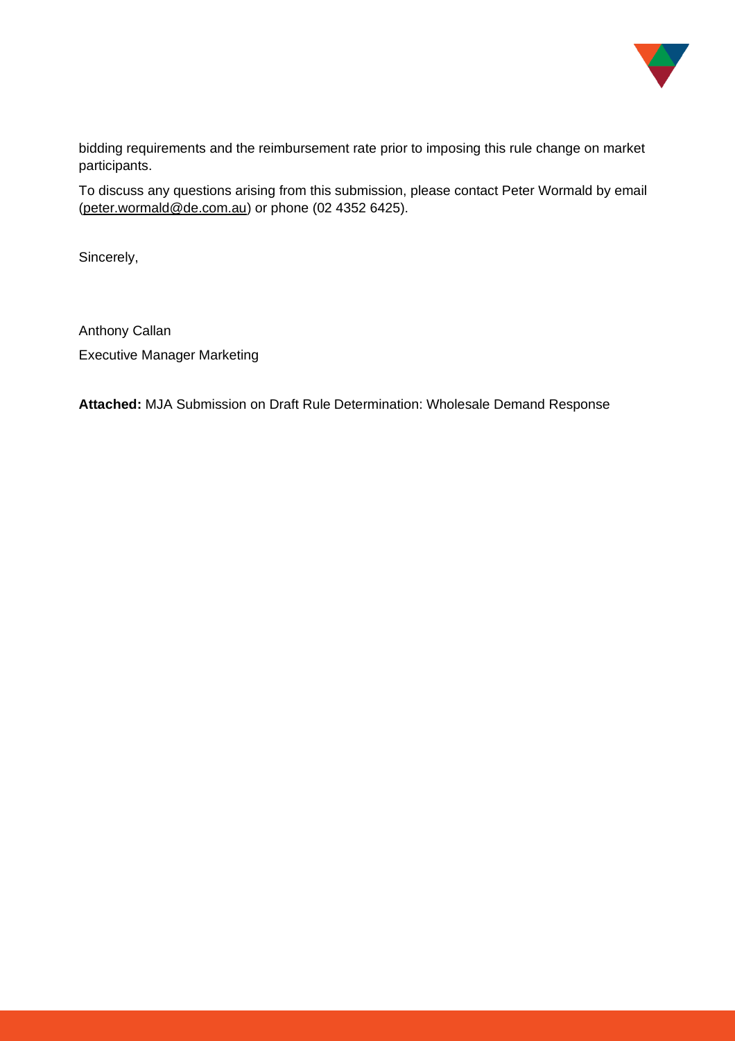bidding requirements and the reimbursement rate prior to imposing this rule change on market participants.

To discuss any questions arising from this submission, please contact Peter Wormald by email (peter.wormald@de.com.au) or phone (02 4352 6425).

Sincerely,

Anthony Callan

Executive Manager Marketing

**Attached:** MJA Submission on Draft Rule Determination: Wholesale Demand Response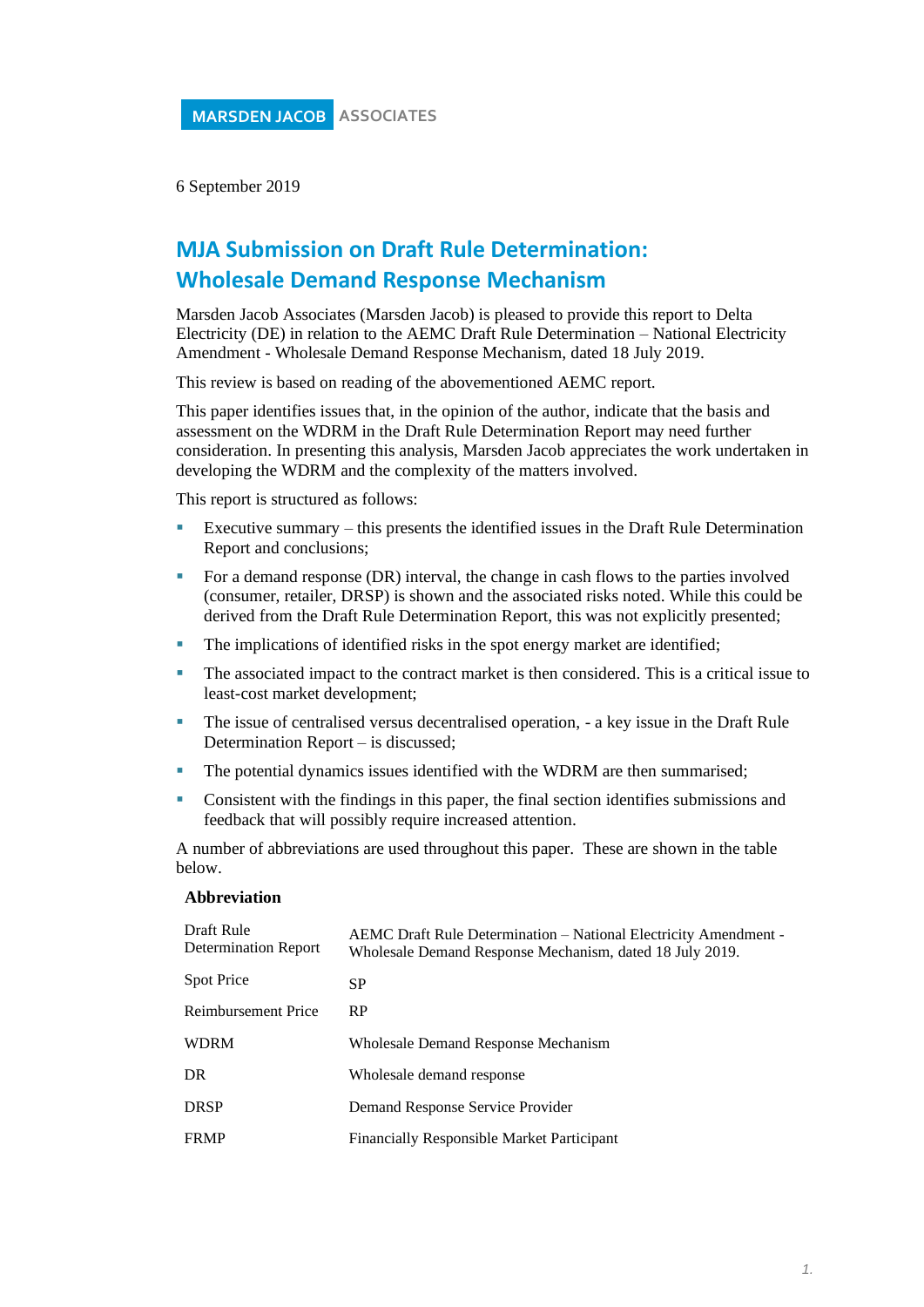MARSDEN JACOB ASSOCIATES

6 September 2019

# MJA Submission on Draft Rule Determination: Wholesale Demand Response Mechanism

Marsden Jacob Associates (Marsden Jacob) is pleased to provide this report to Delta Electricity (DE) in relation to the AEMC Draft Rule Determination – National Electricity Amendment - Wholesale Demand Response Mechanism, dated 18 July 2019.

This review is based on reading of the abovementioned AEMC report.

This paper identifies issues that, in the opinion of the author, indicate that the basis and assessment on the WDRM in the Draft Rule Determination Report may need further consideration. In presenting this analysis, Marsden Jacob appreciates the work undertaken in developing the WDRM and the complexity of the matters involved.

This report is structured as follows:

- Executive summary – this presents the identified issues in the Draft Rule Determination Report and conclusions;
- For a demand response (DR) interval, the change in cash flows to the parties involved (consumer, retailer, DRSP) is shown and the associated risks noted. While this could be derived from the Draft Rule Determination Report, this was not explicitly presented;
- The implications of identified risks in the spot energy market are identified;
- The associated impact to the contract market is then considered. This is a critical issue to least-cost market development;
- The issue of centralised versus decentralised operation, - a key issue in the Draft Rule Determination Report – is discussed;
- The potential dynamics issues identified with the WDRM are then summarised;
- Consistent with the findings in this paper, the final section identifies submissions and feedback that will possibly require increased attention.

A number of abbreviations are used throughout this paper. These are shown in the table below.

| **Abbreviation** | |
|---|---|
| Draft Rule Determination Report | AEMC Draft Rule Determination – National Electricity Amendment - Wholesale Demand Response Mechanism, dated 18 July 2019. |
| Spot Price | SP |
| Reimbursement Price | RP |
| WDRM | Wholesale Demand Response Mechanism |
| DR | Wholesale demand response |
| DRSP | Demand Response Service Provider |
| FRMP | Financially Responsible Market Participant |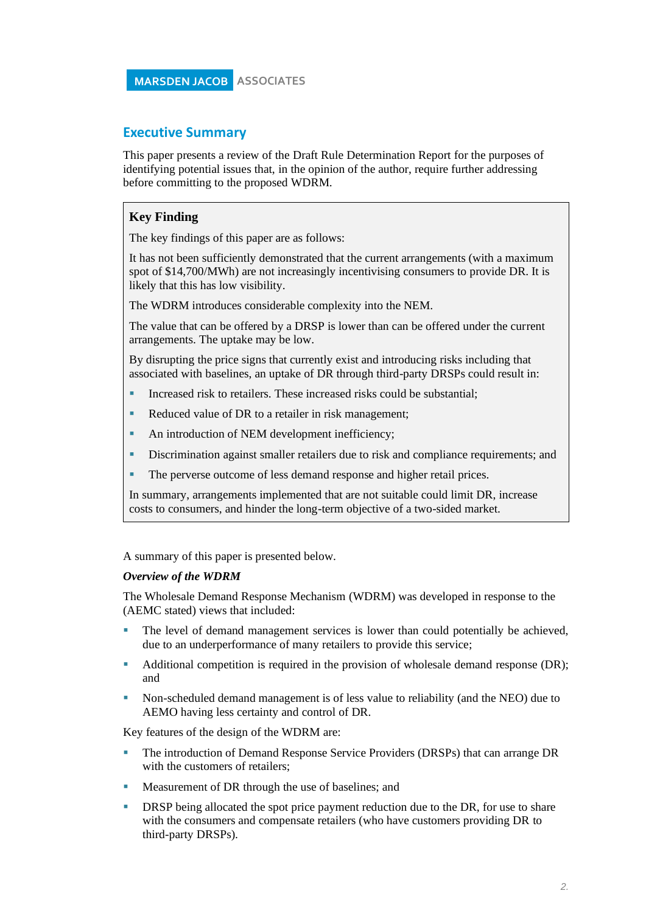## Executive Summary

This paper presents a review of the Draft Rule Determination Report for the purposes of identifying potential issues that, in the opinion of the author, require further addressing before committing to the proposed WDRM.

> **Key Finding**
>
> The key findings of this paper are as follows:
>
> It has not been sufficiently demonstrated that the current arrangements (with a maximum spot of $14,700/MWh) are not increasingly incentivising consumers to provide DR. It is likely that this has low visibility.
>
> The WDRM introduces considerable complexity into the NEM.
>
> The value that can be offered by a DRSP is lower than can be offered under the current arrangements. The uptake may be low.
>
> By disrupting the price signs that currently exist and introducing risks including that associated with baselines, an uptake of DR through third-party DRSPs could result in:
>
> - Increased risk to retailers. These increased risks could be substantial;
> - Reduced value of DR to a retailer in risk management;
> - An introduction of NEM development inefficiency;
> - Discrimination against smaller retailers due to risk and compliance requirements; and
> - The perverse outcome of less demand response and higher retail prices.
>
> In summary, arrangements implemented that are not suitable could limit DR, increase costs to consumers, and hinder the long-term objective of a two-sided market.

A summary of this paper is presented below.

***Overview of the WDRM***

The Wholesale Demand Response Mechanism (WDRM) was developed in response to the (AEMC stated) views that included:

- The level of demand management services is lower than could potentially be achieved, due to an underperformance of many retailers to provide this service;
- Additional competition is required in the provision of wholesale demand response (DR); and
- Non-scheduled demand management is of less value to reliability (and the NEO) due to AEMO having less certainty and control of DR.

Key features of the design of the WDRM are:

- The introduction of Demand Response Service Providers (DRSPs) that can arrange DR with the customers of retailers;
- Measurement of DR through the use of baselines; and
- DRSP being allocated the spot price payment reduction due to the DR, for use to share with the consumers and compensate retailers (who have customers providing DR to third-party DRSPs).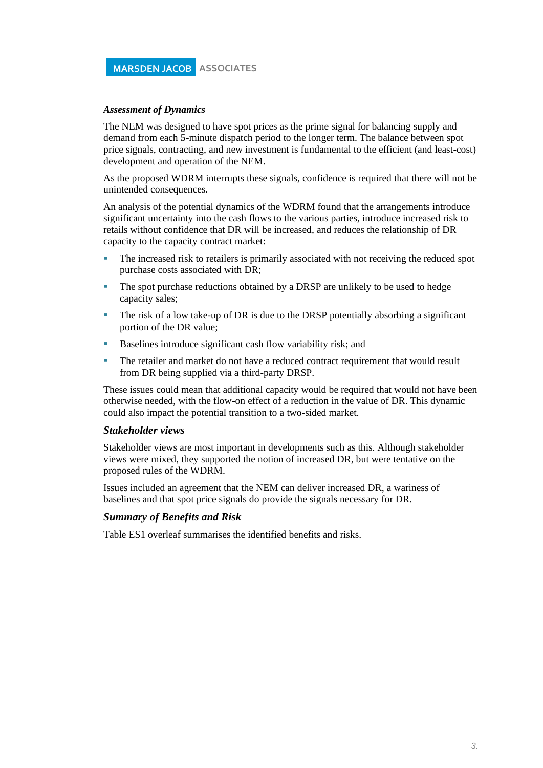### *Assessment of Dynamics*

The NEM was designed to have spot prices as the prime signal for balancing supply and demand from each 5-minute dispatch period to the longer term. The balance between spot price signals, contracting, and new investment is fundamental to the efficient (and least-cost) development and operation of the NEM.

As the proposed WDRM interrupts these signals, confidence is required that there will not be unintended consequences.

An analysis of the potential dynamics of the WDRM found that the arrangements introduce significant uncertainty into the cash flows to the various parties, introduce increased risk to retails without confidence that DR will be increased, and reduces the relationship of DR capacity to the capacity contract market:

- The increased risk to retailers is primarily associated with not receiving the reduced spot purchase costs associated with DR;
- The spot purchase reductions obtained by a DRSP are unlikely to be used to hedge capacity sales;
- The risk of a low take-up of DR is due to the DRSP potentially absorbing a significant portion of the DR value;
- Baselines introduce significant cash flow variability risk; and
- The retailer and market do not have a reduced contract requirement that would result from DR being supplied via a third-party DRSP.

These issues could mean that additional capacity would be required that would not have been otherwise needed, with the flow-on effect of a reduction in the value of DR. This dynamic could also impact the potential transition to a two-sided market.

### *Stakeholder views*

Stakeholder views are most important in developments such as this. Although stakeholder views were mixed, they supported the notion of increased DR, but were tentative on the proposed rules of the WDRM.

Issues included an agreement that the NEM can deliver increased DR, a wariness of baselines and that spot price signals do provide the signals necessary for DR.

### *Summary of Benefits and Risk*

Table ES1 overleaf summarises the identified benefits and risks.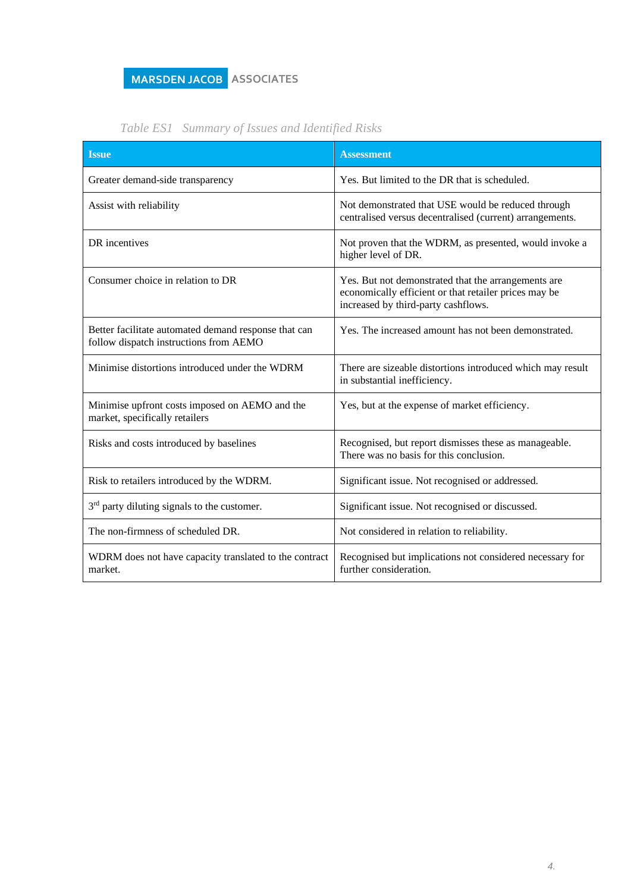*Table ES1 Summary of Issues and Identified Risks*

| Issue | Assessment |
|---|---|
| Greater demand-side transparency | Yes. But limited to the DR that is scheduled. |
| Assist with reliability | Not demonstrated that USE would be reduced through centralised versus decentralised (current) arrangements. |
| DR incentives | Not proven that the WDRM, as presented, would invoke a higher level of DR. |
| Consumer choice in relation to DR | Yes. But not demonstrated that the arrangements are economically efficient or that retailer prices may be increased by third-party cashflows. |
| Better facilitate automated demand response that can follow dispatch instructions from AEMO | Yes. The increased amount has not been demonstrated. |
| Minimise distortions introduced under the WDRM | There are sizeable distortions introduced which may result in substantial inefficiency. |
| Minimise upfront costs imposed on AEMO and the market, specifically retailers | Yes, but at the expense of market efficiency. |
| Risks and costs introduced by baselines | Recognised, but report dismisses these as manageable. There was no basis for this conclusion. |
| Risk to retailers introduced by the WDRM. | Significant issue. Not recognised or addressed. |
| 3rd party diluting signals to the customer. | Significant issue. Not recognised or discussed. |
| The non-firmness of scheduled DR. | Not considered in relation to reliability. |
| WDRM does not have capacity translated to the contract market. | Recognised but implications not considered necessary for further consideration. |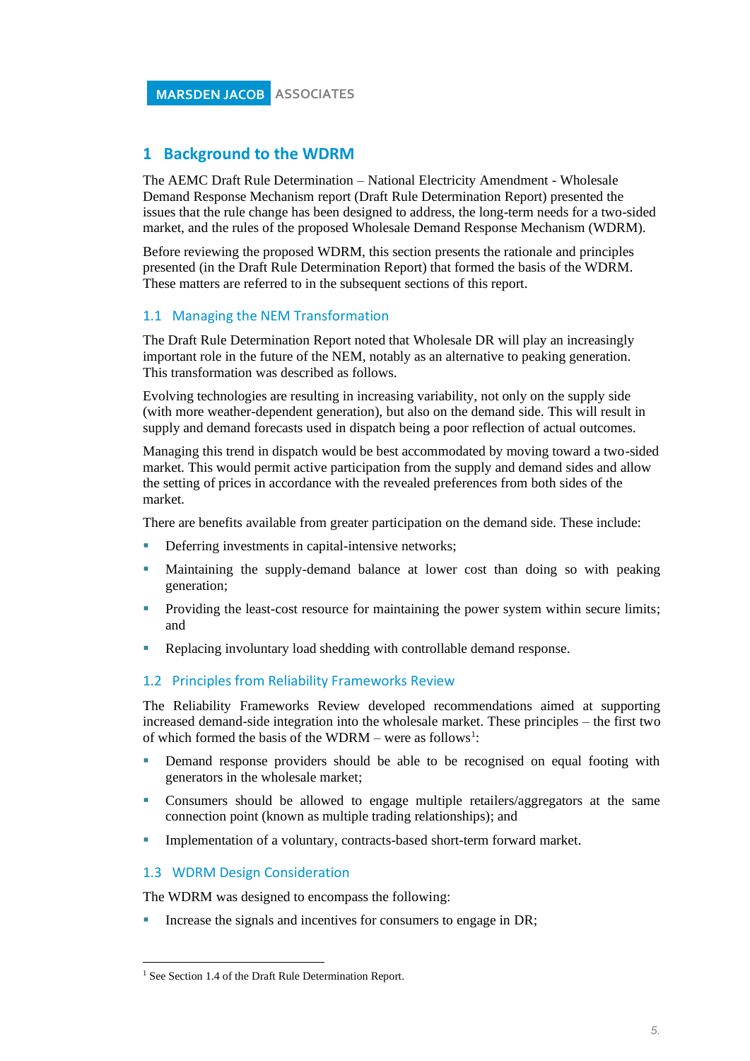# 1 Background to the WDRM

The AEMC Draft Rule Determination – National Electricity Amendment - Wholesale Demand Response Mechanism report (Draft Rule Determination Report) presented the issues that the rule change has been designed to address, the long-term needs for a two-sided market, and the rules of the proposed Wholesale Demand Response Mechanism (WDRM).

Before reviewing the proposed WDRM, this section presents the rationale and principles presented (in the Draft Rule Determination Report) that formed the basis of the WDRM. These matters are referred to in the subsequent sections of this report.

## 1.1 Managing the NEM Transformation

The Draft Rule Determination Report noted that Wholesale DR will play an increasingly important role in the future of the NEM, notably as an alternative to peaking generation. This transformation was described as follows.

Evolving technologies are resulting in increasing variability, not only on the supply side (with more weather-dependent generation), but also on the demand side. This will result in supply and demand forecasts used in dispatch being a poor reflection of actual outcomes.

Managing this trend in dispatch would be best accommodated by moving toward a two-sided market. This would permit active participation from the supply and demand sides and allow the setting of prices in accordance with the revealed preferences from both sides of the market.

There are benefits available from greater participation on the demand side. These include:

- Deferring investments in capital-intensive networks;
- Maintaining the supply-demand balance at lower cost than doing so with peaking generation;
- Providing the least-cost resource for maintaining the power system within secure limits; and
- Replacing involuntary load shedding with controllable demand response.

## 1.2 Principles from Reliability Frameworks Review

The Reliability Frameworks Review developed recommendations aimed at supporting increased demand-side integration into the wholesale market. These principles – the first two of which formed the basis of the WDRM – were as follows[1]:

- Demand response providers should be able to be recognised on equal footing with generators in the wholesale market;
- Consumers should be allowed to engage multiple retailers/aggregators at the same connection point (known as multiple trading relationships); and
- Implementation of a voluntary, contracts-based short-term forward market.

## 1.3 WDRM Design Consideration

The WDRM was designed to encompass the following:

- Increase the signals and incentives for consumers to engage in DR;

[1] See Section 1.4 of the Draft Rule Determination Report.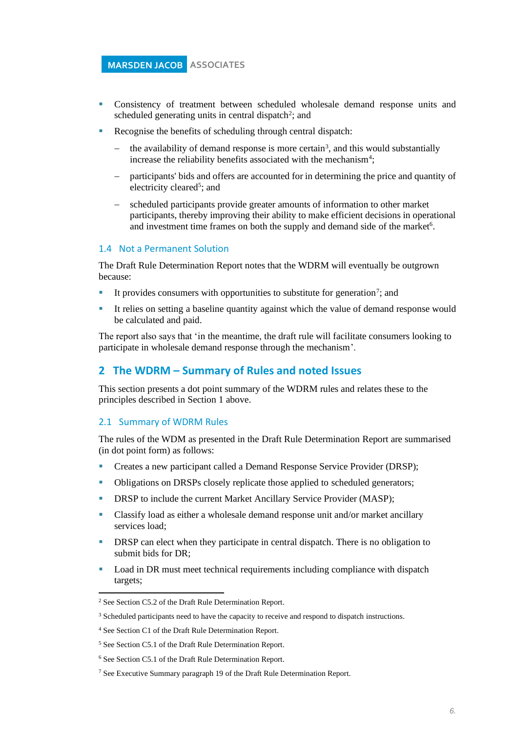- Consistency of treatment between scheduled wholesale demand response units and scheduled generating units in central dispatch[2]; and
- Recognise the benefits of scheduling through central dispatch:
  - the availability of demand response is more certain[3], and this would substantially increase the reliability benefits associated with the mechanism[4];
  - participants' bids and offers are accounted for in determining the price and quantity of electricity cleared[5]; and
  - scheduled participants provide greater amounts of information to other market participants, thereby improving their ability to make efficient decisions in operational and investment time frames on both the supply and demand side of the market[6].

### 1.4 Not a Permanent Solution

The Draft Rule Determination Report notes that the WDRM will eventually be outgrown because:

- It provides consumers with opportunities to substitute for generation[7]; and
- It relies on setting a baseline quantity against which the value of demand response would be calculated and paid.

The report also says that 'in the meantime, the draft rule will facilitate consumers looking to participate in wholesale demand response through the mechanism'.

## 2 The WDRM – Summary of Rules and noted Issues

This section presents a dot point summary of the WDRM rules and relates these to the principles described in Section 1 above.

### 2.1 Summary of WDRM Rules

The rules of the WDM as presented in the Draft Rule Determination Report are summarised (in dot point form) as follows:

- Creates a new participant called a Demand Response Service Provider (DRSP);
- Obligations on DRSPs closely replicate those applied to scheduled generators;
- DRSP to include the current Market Ancillary Service Provider (MASP);
- Classify load as either a wholesale demand response unit and/or market ancillary services load;
- DRSP can elect when they participate in central dispatch. There is no obligation to submit bids for DR;
- Load in DR must meet technical requirements including compliance with dispatch targets;

---

[2] See Section C5.2 of the Draft Rule Determination Report.

[3] Scheduled participants need to have the capacity to receive and respond to dispatch instructions.

[4] See Section C1 of the Draft Rule Determination Report.

[5] See Section C5.1 of the Draft Rule Determination Report.

[6] See Section C5.1 of the Draft Rule Determination Report.

[7] See Executive Summary paragraph 19 of the Draft Rule Determination Report.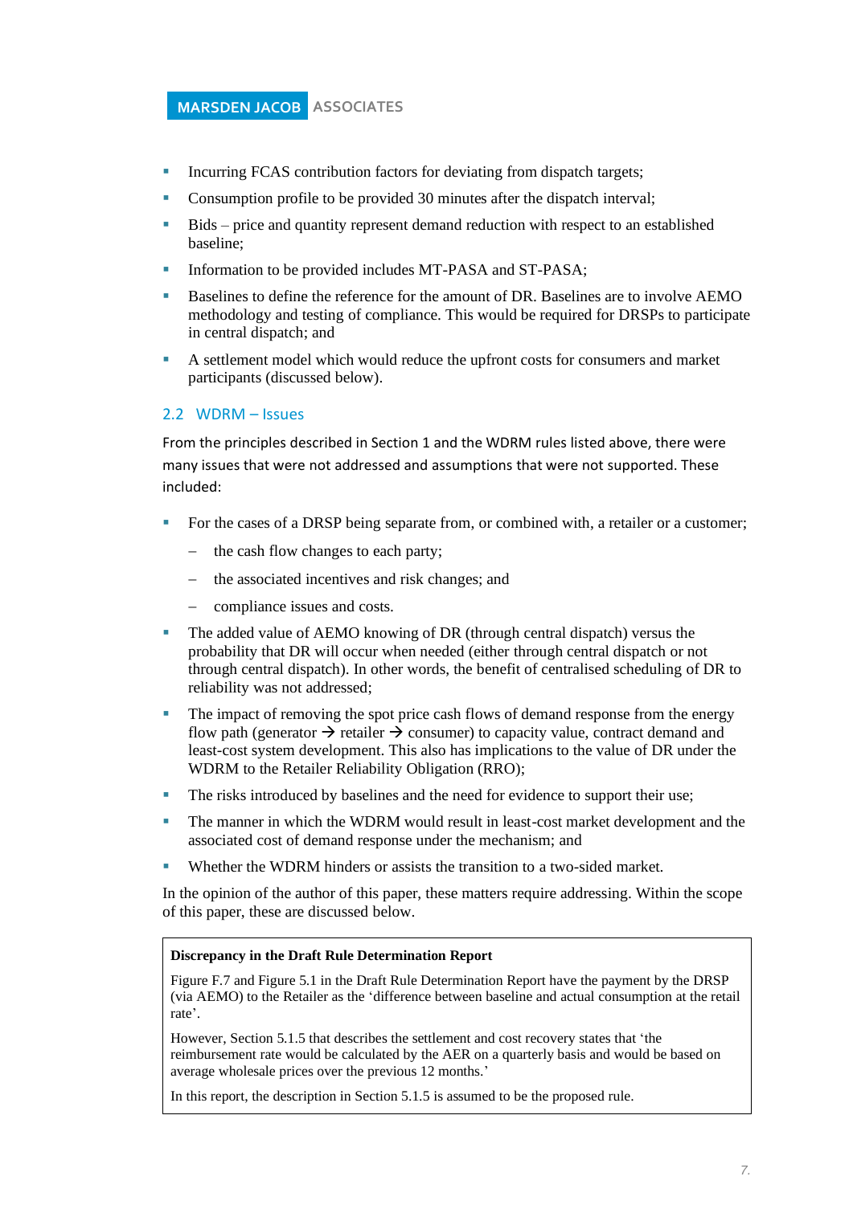- Incurring FCAS contribution factors for deviating from dispatch targets;
- Consumption profile to be provided 30 minutes after the dispatch interval;
- Bids – price and quantity represent demand reduction with respect to an established baseline;
- Information to be provided includes MT-PASA and ST-PASA;
- Baselines to define the reference for the amount of DR. Baselines are to involve AEMO methodology and testing of compliance. This would be required for DRSPs to participate in central dispatch; and
- A settlement model which would reduce the upfront costs for consumers and market participants (discussed below).

## 2.2 WDRM – Issues

From the principles described in Section 1 and the WDRM rules listed above, there were many issues that were not addressed and assumptions that were not supported. These included:

- For the cases of a DRSP being separate from, or combined with, a retailer or a customer;
  - the cash flow changes to each party;
  - the associated incentives and risk changes; and
  - compliance issues and costs.
- The added value of AEMO knowing of DR (through central dispatch) versus the probability that DR will occur when needed (either through central dispatch or not through central dispatch). In other words, the benefit of centralised scheduling of DR to reliability was not addressed;
- The impact of removing the spot price cash flows of demand response from the energy flow path (generator → retailer → consumer) to capacity value, contract demand and least-cost system development. This also has implications to the value of DR under the WDRM to the Retailer Reliability Obligation (RRO);
- The risks introduced by baselines and the need for evidence to support their use;
- The manner in which the WDRM would result in least-cost market development and the associated cost of demand response under the mechanism; and
- Whether the WDRM hinders or assists the transition to a two-sided market.

In the opinion of the author of this paper, these matters require addressing. Within the scope of this paper, these are discussed below.

> **Discrepancy in the Draft Rule Determination Report**
>
> Figure F.7 and Figure 5.1 in the Draft Rule Determination Report have the payment by the DRSP (via AEMO) to the Retailer as the 'difference between baseline and actual consumption at the retail rate'.
>
> However, Section 5.1.5 that describes the settlement and cost recovery states that 'the reimbursement rate would be calculated by the AER on a quarterly basis and would be based on average wholesale prices over the previous 12 months.'
>
> In this report, the description in Section 5.1.5 is assumed to be the proposed rule.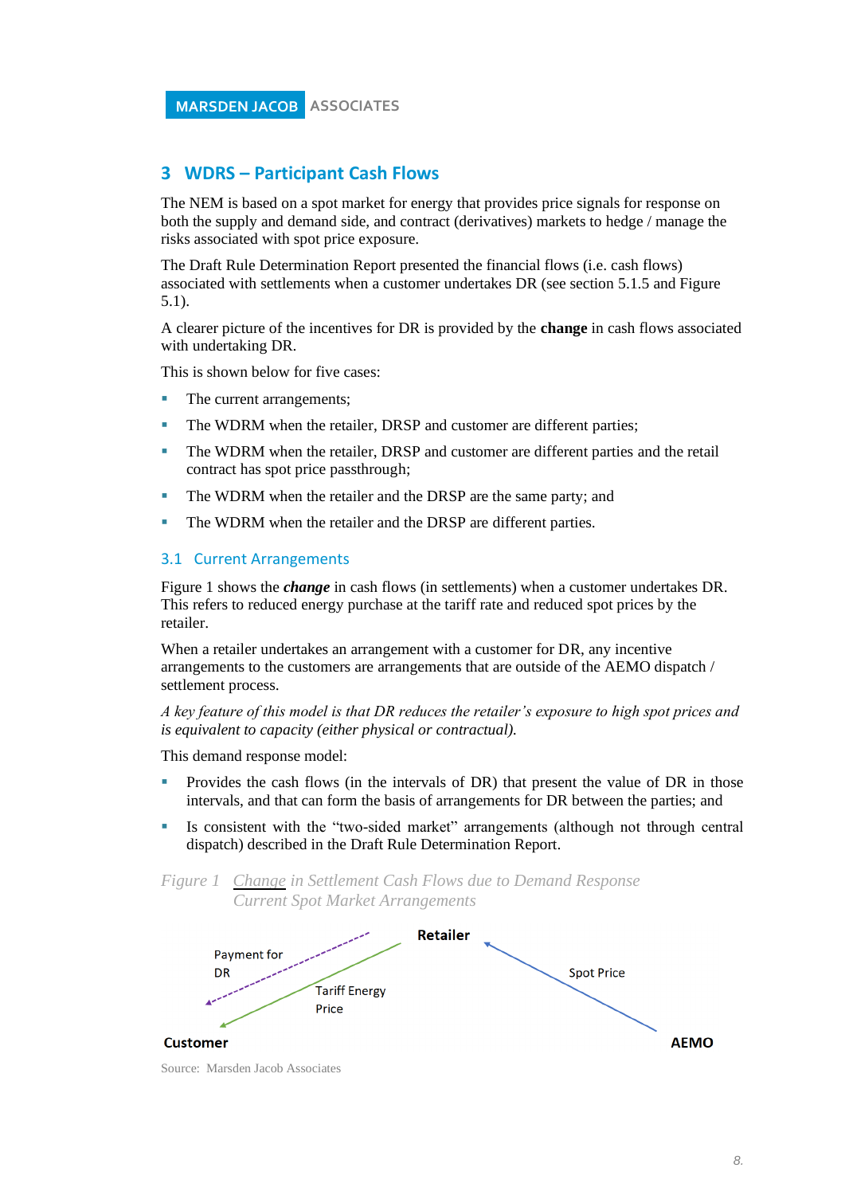# 3 WDRS – Participant Cash Flows

The NEM is based on a spot market for energy that provides price signals for response on both the supply and demand side, and contract (derivatives) markets to hedge / manage the risks associated with spot price exposure.

The Draft Rule Determination Report presented the financial flows (i.e. cash flows) associated with settlements when a customer undertakes DR (see section 5.1.5 and Figure 5.1).

A clearer picture of the incentives for DR is provided by the **change** in cash flows associated with undertaking DR.

This is shown below for five cases:

- The current arrangements;
- The WDRM when the retailer, DRSP and customer are different parties;
- The WDRM when the retailer, DRSP and customer are different parties and the retail contract has spot price passthrough;
- The WDRM when the retailer and the DRSP are the same party; and
- The WDRM when the retailer and the DRSP are different parties.

## 3.1 Current Arrangements

Figure 1 shows the ***change*** in cash flows (in settlements) when a customer undertakes DR. This refers to reduced energy purchase at the tariff rate and reduced spot prices by the retailer.

When a retailer undertakes an arrangement with a customer for DR, any incentive arrangements to the customers are arrangements that are outside of the AEMO dispatch / settlement process.

*A key feature of this model is that DR reduces the retailer's exposure to high spot prices and is equivalent to capacity (either physical or contractual).*

This demand response model:

- Provides the cash flows (in the intervals of DR) that present the value of DR in those intervals, and that can form the basis of arrangements for DR between the parties; and
- Is consistent with the "two-sided market" arrangements (although not through central dispatch) described in the Draft Rule Determination Report.

*Figure 1 Change in Settlement Cash Flows due to Demand Response Current Spot Market Arrangements*

Retailer

Payment for DR

Tariff Energy Price

Spot Price

Customer

AEMO

Source: Marsden Jacob Associates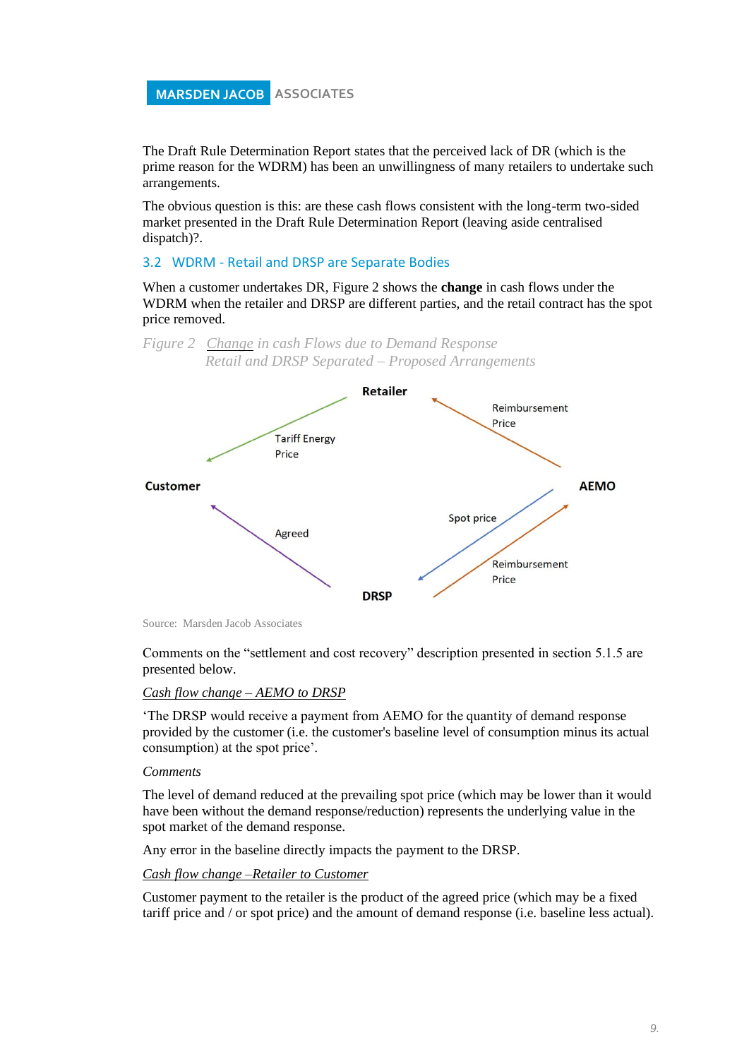The Draft Rule Determination Report states that the perceived lack of DR (which is the prime reason for the WDRM) has been an unwillingness of many retailers to undertake such arrangements.

The obvious question is this: are these cash flows consistent with the long-term two-sided market presented in the Draft Rule Determination Report (leaving aside centralised dispatch)?.

### 3.2 WDRM - Retail and DRSP are Separate Bodies

When a customer undertakes DR, Figure 2 shows the **change** in cash flows under the WDRM when the retailer and DRSP are different parties, and the retail contract has the spot price removed.

*Figure 2 Change in cash Flows due to Demand Response Retail and DRSP Separated – Proposed Arrangements*

Retailer

Reimbursement Price

Tariff Energy Price

Customer

AEMO

Spot price

Agreed

Reimbursement Price

DRSP

Source: Marsden Jacob Associates

Comments on the "settlement and cost recovery" description presented in section 5.1.5 are presented below.

*Cash flow change – AEMO to DRSP*

'The DRSP would receive a payment from AEMO for the quantity of demand response provided by the customer (i.e. the customer's baseline level of consumption minus its actual consumption) at the spot price'.

*Comments*

The level of demand reduced at the prevailing spot price (which may be lower than it would have been without the demand response/reduction) represents the underlying value in the spot market of the demand response.

Any error in the baseline directly impacts the payment to the DRSP.

*Cash flow change –Retailer to Customer*

Customer payment to the retailer is the product of the agreed price (which may be a fixed tariff price and / or spot price) and the amount of demand response (i.e. baseline less actual).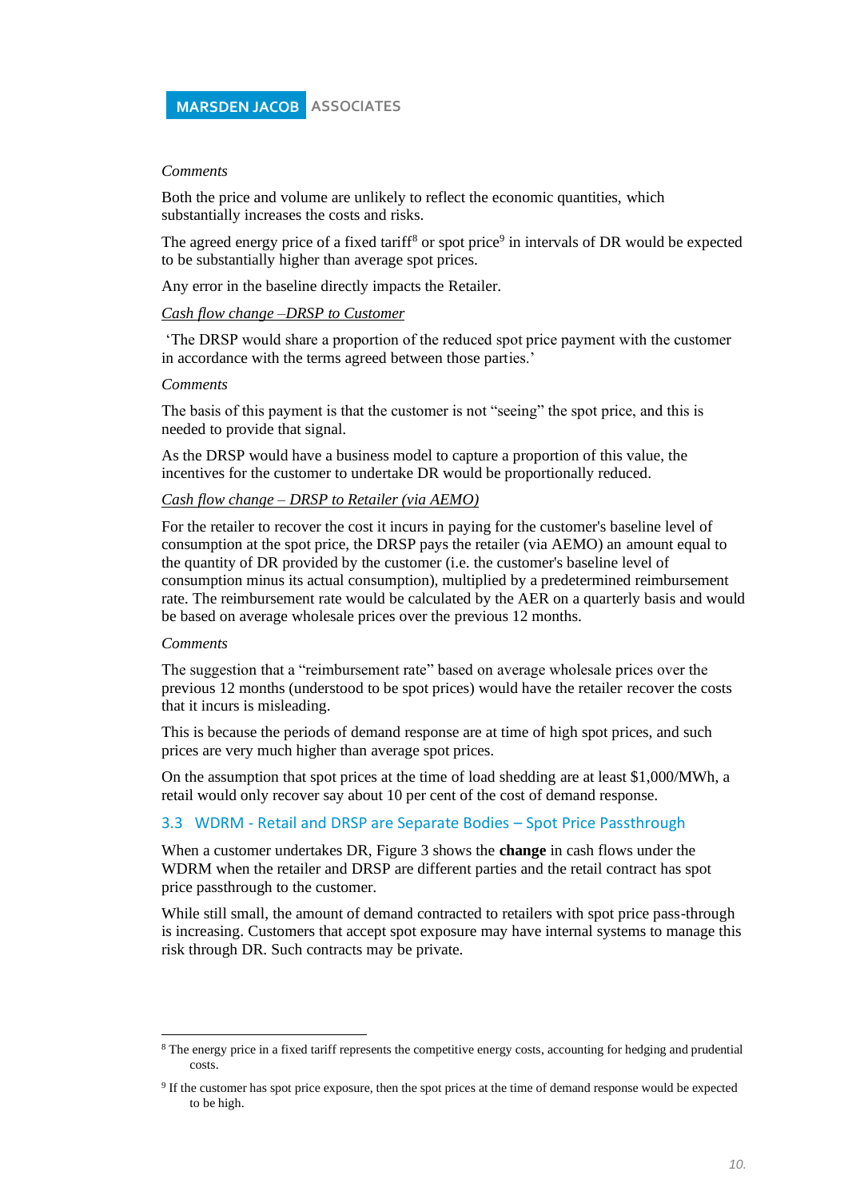*Comments*

Both the price and volume are unlikely to reflect the economic quantities, which substantially increases the costs and risks.

The agreed energy price of a fixed tariff[8] or spot price[9] in intervals of DR would be expected to be substantially higher than average spot prices.

Any error in the baseline directly impacts the Retailer.

<u>*Cash flow change –DRSP to Customer*</u>

'The DRSP would share a proportion of the reduced spot price payment with the customer in accordance with the terms agreed between those parties.'

*Comments*

The basis of this payment is that the customer is not "seeing" the spot price, and this is needed to provide that signal.

As the DRSP would have a business model to capture a proportion of this value, the incentives for the customer to undertake DR would be proportionally reduced.

<u>*Cash flow change – DRSP to Retailer (via AEMO)*</u>

For the retailer to recover the cost it incurs in paying for the customer's baseline level of consumption at the spot price, the DRSP pays the retailer (via AEMO) an amount equal to the quantity of DR provided by the customer (i.e. the customer's baseline level of consumption minus its actual consumption), multiplied by a predetermined reimbursement rate. The reimbursement rate would be calculated by the AER on a quarterly basis and would be based on average wholesale prices over the previous 12 months.

*Comments*

The suggestion that a "reimbursement rate" based on average wholesale prices over the previous 12 months (understood to be spot prices) would have the retailer recover the costs that it incurs is misleading.

This is because the periods of demand response are at time of high spot prices, and such prices are very much higher than average spot prices.

On the assumption that spot prices at the time of load shedding are at least $1,000/MWh, a retail would only recover say about 10 per cent of the cost of demand response.

### 3.3 WDRM - Retail and DRSP are Separate Bodies – Spot Price Passthrough

When a customer undertakes DR, Figure 3 shows the **change** in cash flows under the WDRM when the retailer and DRSP are different parties and the retail contract has spot price passthrough to the customer.

While still small, the amount of demand contracted to retailers with spot price pass-through is increasing. Customers that accept spot exposure may have internal systems to manage this risk through DR. Such contracts may be private.

---

[8] The energy price in a fixed tariff represents the competitive energy costs, accounting for hedging and prudential costs.

[9] If the customer has spot price exposure, then the spot prices at the time of demand response would be expected to be high.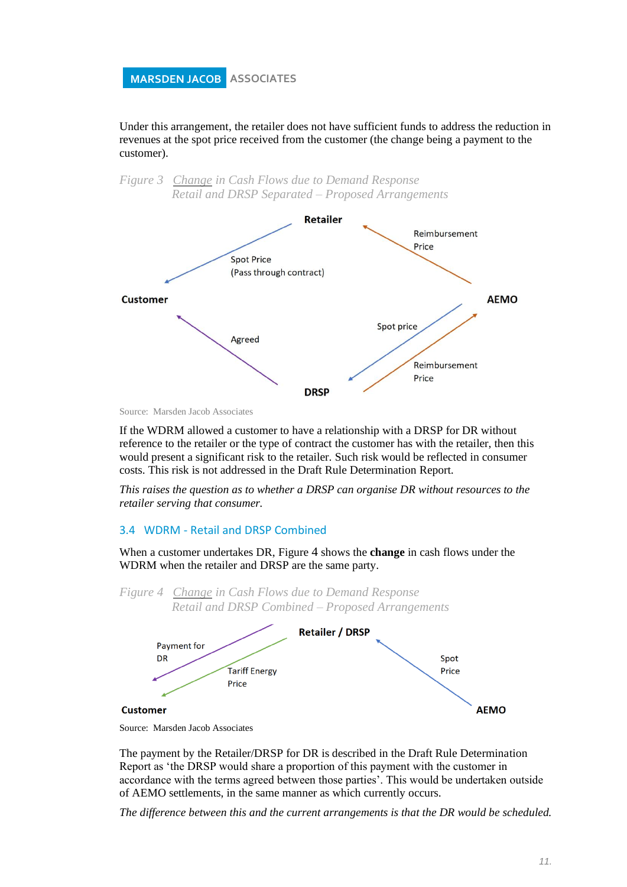Under this arrangement, the retailer does not have sufficient funds to address the reduction in revenues at the spot price received from the customer (the change being a payment to the customer).

*Figure 3 Change in Cash Flows due to Demand Response Retail and DRSP Separated – Proposed Arrangements*

Retailer

Spot Price (Pass through contract)

Reimbursement Price

Customer

AEMO

Agreed

Spot price

Reimbursement Price

DRSP

Source: Marsden Jacob Associates

If the WDRM allowed a customer to have a relationship with a DRSP for DR without reference to the retailer or the type of contract the customer has with the retailer, then this would present a significant risk to the retailer. Such risk would be reflected in consumer costs. This risk is not addressed in the Draft Rule Determination Report.

*This raises the question as to whether a DRSP can organise DR without resources to the retailer serving that consumer.*

## 3.4 WDRM - Retail and DRSP Combined

When a customer undertakes DR, Figure 4 shows the **change** in cash flows under the WDRM when the retailer and DRSP are the same party.

*Figure 4 Change in Cash Flows due to Demand Response Retail and DRSP Combined – Proposed Arrangements*

Retailer / DRSP

Payment for DR

Tariff Energy Price

Spot Price

Customer

AEMO

Source: Marsden Jacob Associates

The payment by the Retailer/DRSP for DR is described in the Draft Rule Determination Report as 'the DRSP would share a proportion of this payment with the customer in accordance with the terms agreed between those parties'. This would be undertaken outside of AEMO settlements, in the same manner as which currently occurs.

*The difference between this and the current arrangements is that the DR would be scheduled.*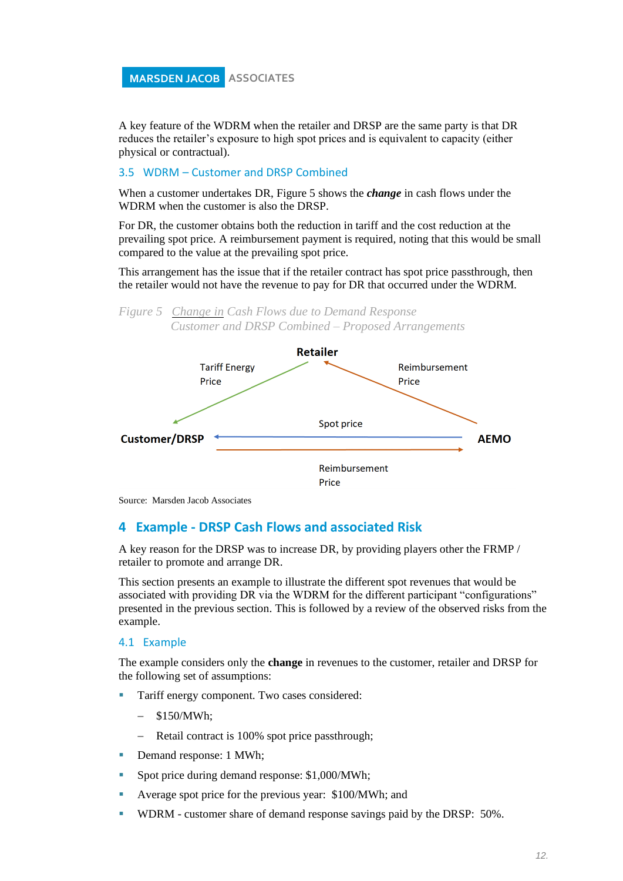A key feature of the WDRM when the retailer and DRSP are the same party is that DR reduces the retailer's exposure to high spot prices and is equivalent to capacity (either physical or contractual).

### 3.5 WDRM – Customer and DRSP Combined

When a customer undertakes DR, Figure 5 shows the ***change*** in cash flows under the WDRM when the customer is also the DRSP.

For DR, the customer obtains both the reduction in tariff and the cost reduction at the prevailing spot price. A reimbursement payment is required, noting that this would be small compared to the value at the prevailing spot price.

This arrangement has the issue that if the retailer contract has spot price passthrough, then the retailer would not have the revenue to pay for DR that occurred under the WDRM.

*Figure 5 Change in Cash Flows due to Demand Response Customer and DRSP Combined – Proposed Arrangements*

**Retailer**

Tariff Energy Price

Reimbursement Price

Spot price

**Customer/DRSP**

**AEMO**

Reimbursement Price

Source: Marsden Jacob Associates

## 4 Example - DRSP Cash Flows and associated Risk

A key reason for the DRSP was to increase DR, by providing players other the FRMP / retailer to promote and arrange DR.

This section presents an example to illustrate the different spot revenues that would be associated with providing DR via the WDRM for the different participant "configurations" presented in the previous section. This is followed by a review of the observed risks from the example.

### 4.1 Example

The example considers only the **change** in revenues to the customer, retailer and DRSP for the following set of assumptions:

- Tariff energy component. Two cases considered:
  - $150/MWh;
  - Retail contract is 100% spot price passthrough;
- Demand response: 1 MWh;
- Spot price during demand response: $1,000/MWh;
- Average spot price for the previous year: $100/MWh; and
- WDRM - customer share of demand response savings paid by the DRSP: 50%.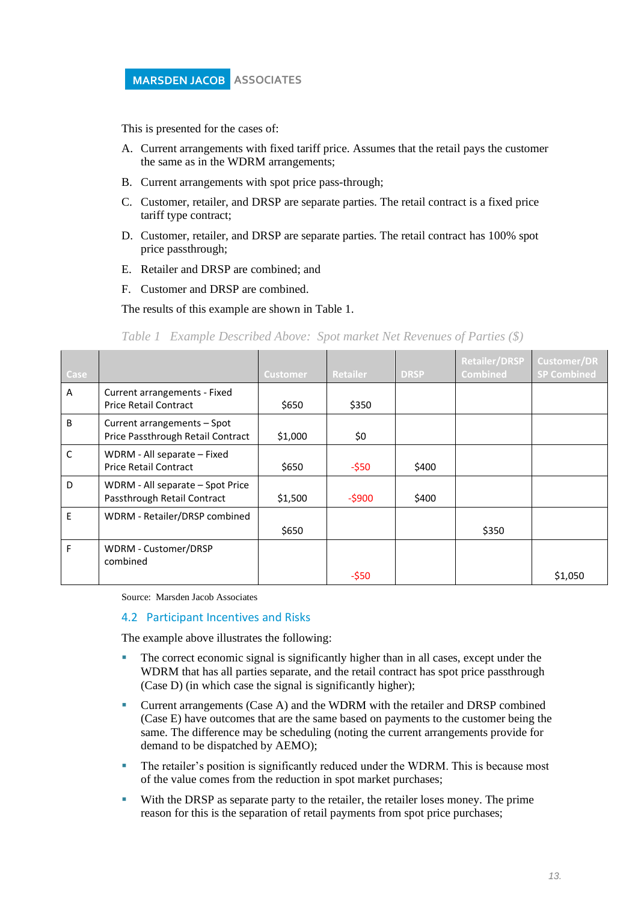This is presented for the cases of:

A. Current arrangements with fixed tariff price. Assumes that the retail pays the customer the same as in the WDRM arrangements;

B. Current arrangements with spot price pass-through;

C. Customer, retailer, and DRSP are separate parties. The retail contract is a fixed price tariff type contract;

D. Customer, retailer, and DRSP are separate parties. The retail contract has 100% spot price passthrough;

E. Retailer and DRSP are combined; and

F. Customer and DRSP are combined.

The results of this example are shown in Table 1.

*Table 1 Example Described Above: Spot market Net Revenues of Parties ($)*

| Case | | Customer | Retailer | DRSP | Retailer/DRSP Combined | Customer/DRSP Combined |
|---|---|---|---|---|---|---|
| A | Current arrangements - Fixed Price Retail Contract | $650 | $350 | | | |
| B | Current arrangements – Spot Price Passthrough Retail Contract | $1,000 | $0 | | | |
| C | WDRM - All separate – Fixed Price Retail Contract | $650 | -$50 | $400 | | |
| D | WDRM - All separate – Spot Price Passthrough Retail Contract | $1,500 | -$900 | $400 | | |
| E | WDRM - Retailer/DRSP combined | $650 | | | $350 | |
| F | WDRM - Customer/DRSP combined | | -$50 | | | $1,050 |

Source: Marsden Jacob Associates

## 4.2 Participant Incentives and Risks

The example above illustrates the following:

- The correct economic signal is significantly higher than in all cases, except under the WDRM that has all parties separate, and the retail contract has spot price passthrough (Case D) (in which case the signal is significantly higher);
- Current arrangements (Case A) and the WDRM with the retailer and DRSP combined (Case E) have outcomes that are the same based on payments to the customer being the same. The difference may be scheduling (noting the current arrangements provide for demand to be dispatched by AEMO);
- The retailer's position is significantly reduced under the WDRM. This is because most of the value comes from the reduction in spot market purchases;
- With the DRSP as separate party to the retailer, the retailer loses money. The prime reason for this is the separation of retail payments from spot price purchases;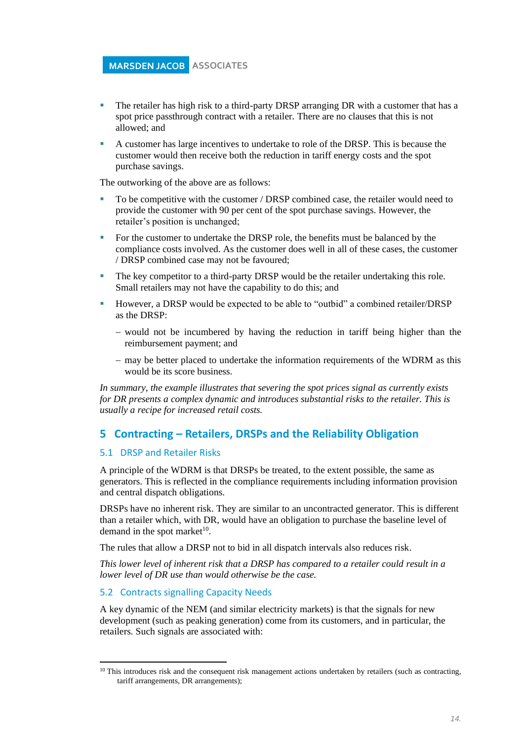- The retailer has high risk to a third-party DRSP arranging DR with a customer that has a spot price passthrough contract with a retailer. There are no clauses that this is not allowed; and
- A customer has large incentives to undertake to role of the DRSP. This is because the customer would then receive both the reduction in tariff energy costs and the spot purchase savings.

The outworking of the above are as follows:

- To be competitive with the customer / DRSP combined case, the retailer would need to provide the customer with 90 per cent of the spot purchase savings. However, the retailer's position is unchanged;
- For the customer to undertake the DRSP role, the benefits must be balanced by the compliance costs involved. As the customer does well in all of these cases, the customer / DRSP combined case may not be favoured;
- The key competitor to a third-party DRSP would be the retailer undertaking this role. Small retailers may not have the capability to do this; and
- However, a DRSP would be expected to be able to "outbid" a combined retailer/DRSP as the DRSP:
  - would not be incumbered by having the reduction in tariff being higher than the reimbursement payment; and
  - may be better placed to undertake the information requirements of the WDRM as this would be its score business.

*In summary, the example illustrates that severing the spot prices signal as currently exists for DR presents a complex dynamic and introduces substantial risks to the retailer. This is usually a recipe for increased retail costs.*

# 5 Contracting – Retailers, DRSPs and the Reliability Obligation

## 5.1 DRSP and Retailer Risks

A principle of the WDRM is that DRSPs be treated, to the extent possible, the same as generators. This is reflected in the compliance requirements including information provision and central dispatch obligations.

DRSPs have no inherent risk. They are similar to an uncontracted generator. This is different than a retailer which, with DR, would have an obligation to purchase the baseline level of demand in the spot market[10].

The rules that allow a DRSP not to bid in all dispatch intervals also reduces risk.

*This lower level of inherent risk that a DRSP has compared to a retailer could result in a lower level of DR use than would otherwise be the case.*

## 5.2 Contracts signalling Capacity Needs

A key dynamic of the NEM (and similar electricity markets) is that the signals for new development (such as peaking generation) come from its customers, and in particular, the retailers. Such signals are associated with:

---

[10] This introduces risk and the consequent risk management actions undertaken by retailers (such as contracting, tariff arrangements, DR arrangements);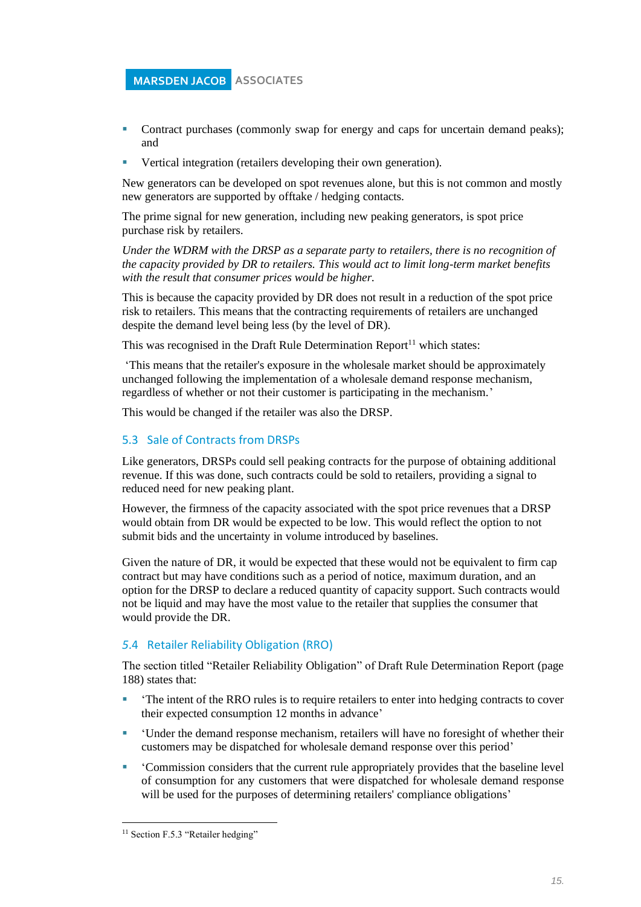- Contract purchases (commonly swap for energy and caps for uncertain demand peaks); and
- Vertical integration (retailers developing their own generation).

New generators can be developed on spot revenues alone, but this is not common and mostly new generators are supported by offtake / hedging contacts.

The prime signal for new generation, including new peaking generators, is spot price purchase risk by retailers.

*Under the WDRM with the DRSP as a separate party to retailers, there is no recognition of the capacity provided by DR to retailers. This would act to limit long-term market benefits with the result that consumer prices would be higher.*

This is because the capacity provided by DR does not result in a reduction of the spot price risk to retailers. This means that the contracting requirements of retailers are unchanged despite the demand level being less (by the level of DR).

This was recognised in the Draft Rule Determination Report[11] which states:

'This means that the retailer's exposure in the wholesale market should be approximately unchanged following the implementation of a wholesale demand response mechanism, regardless of whether or not their customer is participating in the mechanism.'

This would be changed if the retailer was also the DRSP.

### 5.3 Sale of Contracts from DRSPs

Like generators, DRSPs could sell peaking contracts for the purpose of obtaining additional revenue. If this was done, such contracts could be sold to retailers, providing a signal to reduced need for new peaking plant.

However, the firmness of the capacity associated with the spot price revenues that a DRSP would obtain from DR would be expected to be low. This would reflect the option to not submit bids and the uncertainty in volume introduced by baselines.

Given the nature of DR, it would be expected that these would not be equivalent to firm cap contract but may have conditions such as a period of notice, maximum duration, and an option for the DRSP to declare a reduced quantity of capacity support. Such contracts would not be liquid and may have the most value to the retailer that supplies the consumer that would provide the DR.

### 5.4 Retailer Reliability Obligation (RRO)

The section titled "Retailer Reliability Obligation" of Draft Rule Determination Report (page 188) states that:

- 'The intent of the RRO rules is to require retailers to enter into hedging contracts to cover their expected consumption 12 months in advance'
- 'Under the demand response mechanism, retailers will have no foresight of whether their customers may be dispatched for wholesale demand response over this period'
- 'Commission considers that the current rule appropriately provides that the baseline level of consumption for any customers that were dispatched for wholesale demand response will be used for the purposes of determining retailers' compliance obligations'

[11] Section F.5.3 "Retailer hedging"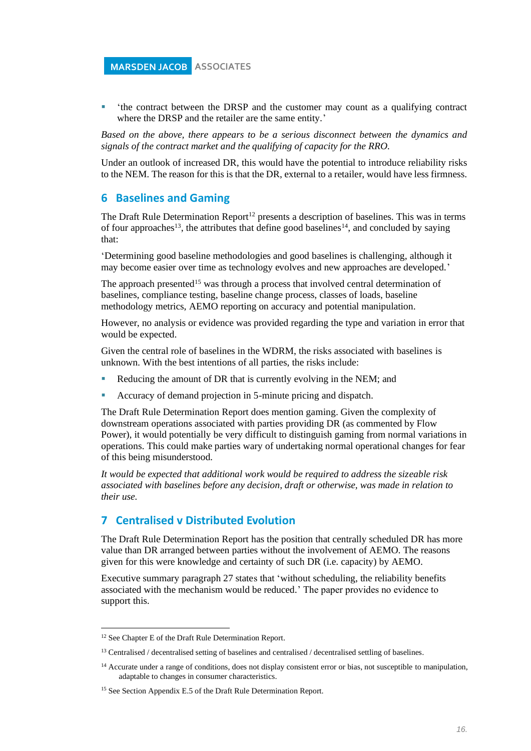- 'the contract between the DRSP and the customer may count as a qualifying contract where the DRSP and the retailer are the same entity.'

*Based on the above, there appears to be a serious disconnect between the dynamics and signals of the contract market and the qualifying of capacity for the RRO.*

Under an outlook of increased DR, this would have the potential to introduce reliability risks to the NEM. The reason for this is that the DR, external to a retailer, would have less firmness.

## 6 Baselines and Gaming

The Draft Rule Determination Report[12] presents a description of baselines. This was in terms of four approaches[13], the attributes that define good baselines[14], and concluded by saying that:

'Determining good baseline methodologies and good baselines is challenging, although it may become easier over time as technology evolves and new approaches are developed.'

The approach presented[15] was through a process that involved central determination of baselines, compliance testing, baseline change process, classes of loads, baseline methodology metrics, AEMO reporting on accuracy and potential manipulation.

However, no analysis or evidence was provided regarding the type and variation in error that would be expected.

Given the central role of baselines in the WDRM, the risks associated with baselines is unknown. With the best intentions of all parties, the risks include:

- Reducing the amount of DR that is currently evolving in the NEM; and
- Accuracy of demand projection in 5-minute pricing and dispatch.

The Draft Rule Determination Report does mention gaming. Given the complexity of downstream operations associated with parties providing DR (as commented by Flow Power), it would potentially be very difficult to distinguish gaming from normal variations in operations. This could make parties wary of undertaking normal operational changes for fear of this being misunderstood.

*It would be expected that additional work would be required to address the sizeable risk associated with baselines before any decision, draft or otherwise, was made in relation to their use.*

## 7 Centralised v Distributed Evolution

The Draft Rule Determination Report has the position that centrally scheduled DR has more value than DR arranged between parties without the involvement of AEMO. The reasons given for this were knowledge and certainty of such DR (i.e. capacity) by AEMO.

Executive summary paragraph 27 states that 'without scheduling, the reliability benefits associated with the mechanism would be reduced.' The paper provides no evidence to support this.

---

[12] See Chapter E of the Draft Rule Determination Report.

[13] Centralised / decentralised setting of baselines and centralised / decentralised settling of baselines.

[14] Accurate under a range of conditions, does not display consistent error or bias, not susceptible to manipulation, adaptable to changes in consumer characteristics.

[15] See Section Appendix E.5 of the Draft Rule Determination Report.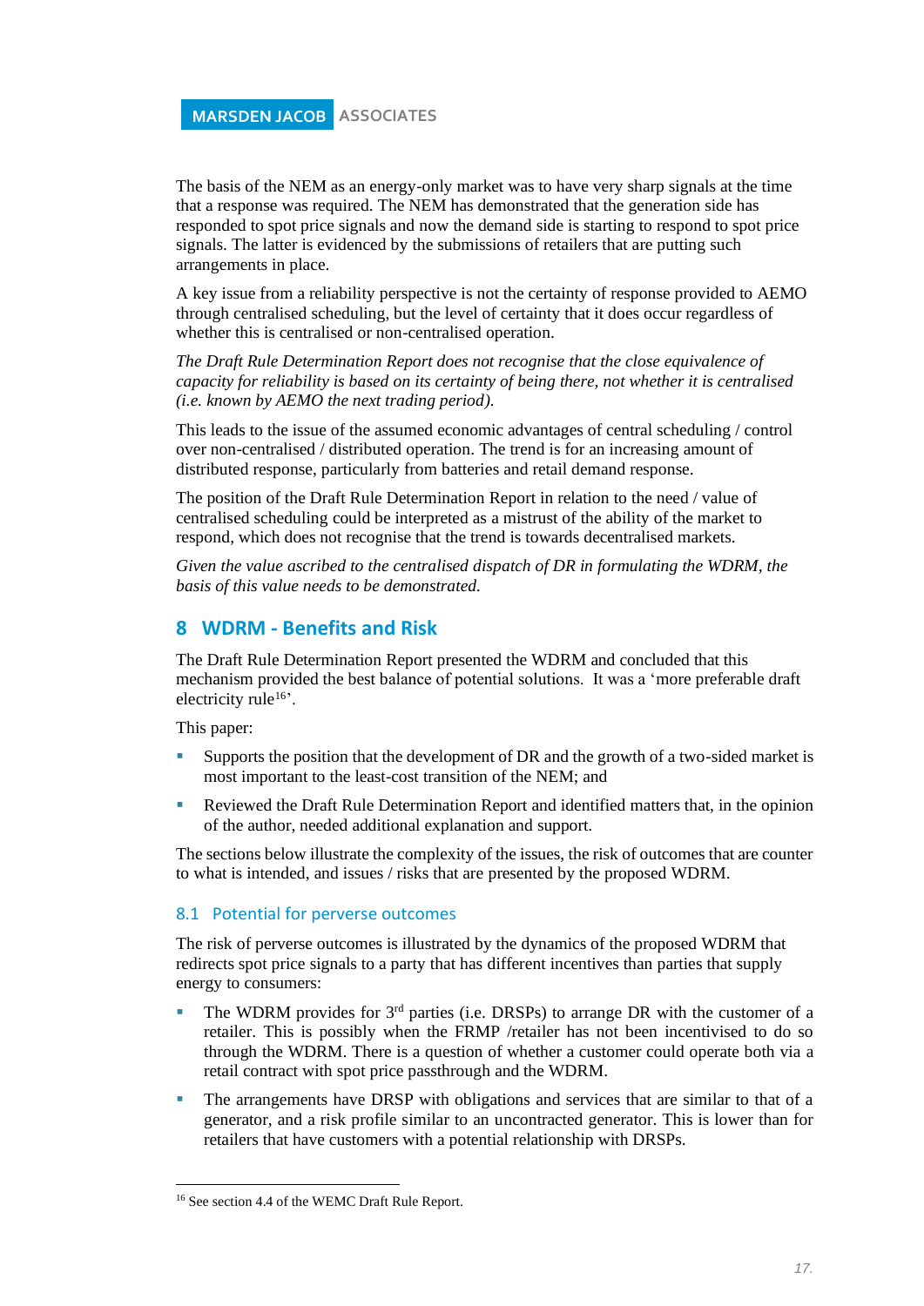The basis of the NEM as an energy-only market was to have very sharp signals at the time that a response was required. The NEM has demonstrated that the generation side has responded to spot price signals and now the demand side is starting to respond to spot price signals. The latter is evidenced by the submissions of retailers that are putting such arrangements in place.

A key issue from a reliability perspective is not the certainty of response provided to AEMO through centralised scheduling, but the level of certainty that it does occur regardless of whether this is centralised or non-centralised operation.

*The Draft Rule Determination Report does not recognise that the close equivalence of capacity for reliability is based on its certainty of being there, not whether it is centralised (i.e. known by AEMO the next trading period).*

This leads to the issue of the assumed economic advantages of central scheduling / control over non-centralised / distributed operation. The trend is for an increasing amount of distributed response, particularly from batteries and retail demand response.

The position of the Draft Rule Determination Report in relation to the need / value of centralised scheduling could be interpreted as a mistrust of the ability of the market to respond, which does not recognise that the trend is towards decentralised markets.

*Given the value ascribed to the centralised dispatch of DR in formulating the WDRM, the basis of this value needs to be demonstrated.*

# 8 WDRM - Benefits and Risk

The Draft Rule Determination Report presented the WDRM and concluded that this mechanism provided the best balance of potential solutions. It was a 'more preferable draft electricity rule[16]'.

This paper:

- Supports the position that the development of DR and the growth of a two-sided market is most important to the least-cost transition of the NEM; and
- Reviewed the Draft Rule Determination Report and identified matters that, in the opinion of the author, needed additional explanation and support.

The sections below illustrate the complexity of the issues, the risk of outcomes that are counter to what is intended, and issues / risks that are presented by the proposed WDRM.

## 8.1 Potential for perverse outcomes

The risk of perverse outcomes is illustrated by the dynamics of the proposed WDRM that redirects spot price signals to a party that has different incentives than parties that supply energy to consumers:

- The WDRM provides for 3rd parties (i.e. DRSPs) to arrange DR with the customer of a retailer. This is possibly when the FRMP /retailer has not been incentivised to do so through the WDRM. There is a question of whether a customer could operate both via a retail contract with spot price passthrough and the WDRM.
- The arrangements have DRSP with obligations and services that are similar to that of a generator, and a risk profile similar to an uncontracted generator. This is lower than for retailers that have customers with a potential relationship with DRSPs.

[16] See section 4.4 of the WEMC Draft Rule Report.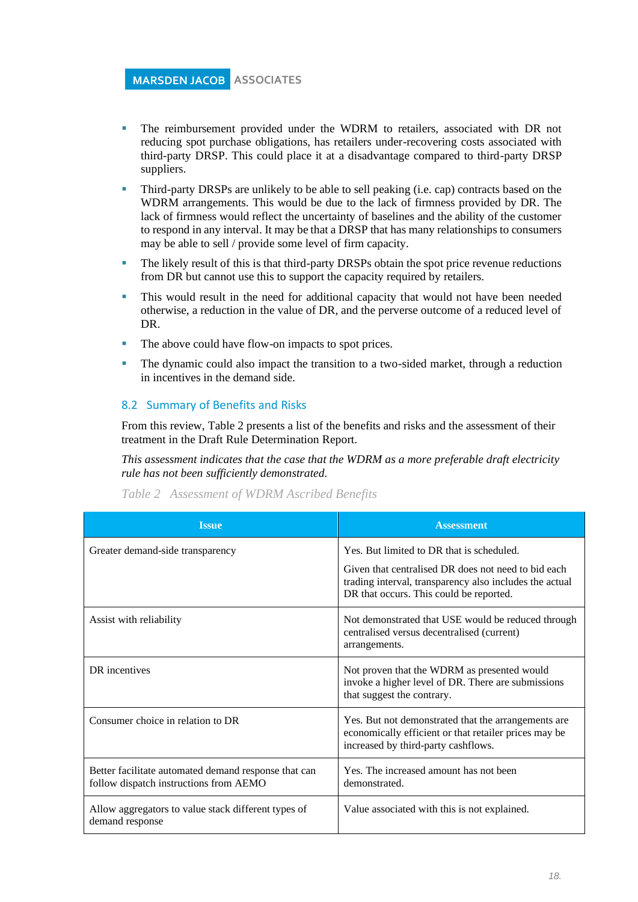- The reimbursement provided under the WDRM to retailers, associated with DR not reducing spot purchase obligations, has retailers under-recovering costs associated with third-party DRSP. This could place it at a disadvantage compared to third-party DRSP suppliers.
- Third-party DRSPs are unlikely to be able to sell peaking (i.e. cap) contracts based on the WDRM arrangements. This would be due to the lack of firmness provided by DR. The lack of firmness would reflect the uncertainty of baselines and the ability of the customer to respond in any interval. It may be that a DRSP that has many relationships to consumers may be able to sell / provide some level of firm capacity.
- The likely result of this is that third-party DRSPs obtain the spot price revenue reductions from DR but cannot use this to support the capacity required by retailers.
- This would result in the need for additional capacity that would not have been needed otherwise, a reduction in the value of DR, and the perverse outcome of a reduced level of DR.
- The above could have flow-on impacts to spot prices.
- The dynamic could also impact the transition to a two-sided market, through a reduction in incentives in the demand side.

## 8.2 Summary of Benefits and Risks

From this review, Table 2 presents a list of the benefits and risks and the assessment of their treatment in the Draft Rule Determination Report.

*This assessment indicates that the case that the WDRM as a more preferable draft electricity rule has not been sufficiently demonstrated.*

*Table 2 Assessment of WDRM Ascribed Benefits*

| Issue | Assessment |
| --- | --- |
| Greater demand-side transparency | Yes. But limited to DR that is scheduled.<br><br>Given that centralised DR does not need to bid each trading interval, transparency also includes the actual DR that occurs. This could be reported. |
| Assist with reliability | Not demonstrated that USE would be reduced through centralised versus decentralised (current) arrangements. |
| DR incentives | Not proven that the WDRM as presented would invoke a higher level of DR. There are submissions that suggest the contrary. |
| Consumer choice in relation to DR | Yes. But not demonstrated that the arrangements are economically efficient or that retailer prices may be increased by third-party cashflows. |
| Better facilitate automated demand response that can follow dispatch instructions from AEMO | Yes. The increased amount has not been demonstrated. |
| Allow aggregators to value stack different types of demand response | Value associated with this is not explained. |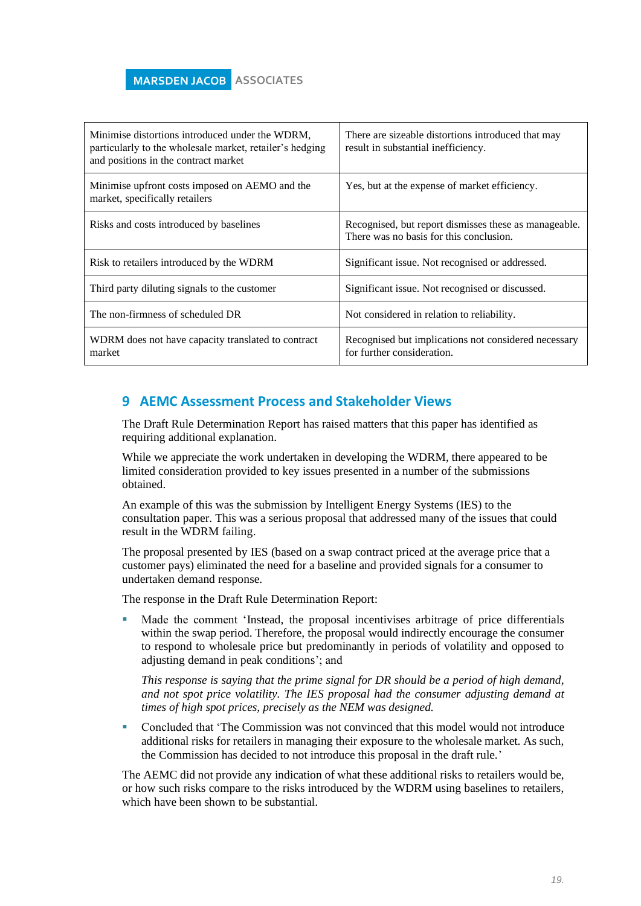| | |
|---|---|
| Minimise distortions introduced under the WDRM, particularly to the wholesale market, retailer's hedging and positions in the contract market | There are sizeable distortions introduced that may result in substantial inefficiency. |
| Minimise upfront costs imposed on AEMO and the market, specifically retailers | Yes, but at the expense of market efficiency. |
| Risks and costs introduced by baselines | Recognised, but report dismisses these as manageable. There was no basis for this conclusion. |
| Risk to retailers introduced by the WDRM | Significant issue. Not recognised or addressed. |
| Third party diluting signals to the customer | Significant issue. Not recognised or discussed. |
| The non-firmness of scheduled DR | Not considered in relation to reliability. |
| WDRM does not have capacity translated to contract market | Recognised but implications not considered necessary for further consideration. |

## 9 AEMC Assessment Process and Stakeholder Views

The Draft Rule Determination Report has raised matters that this paper has identified as requiring additional explanation.

While we appreciate the work undertaken in developing the WDRM, there appeared to be limited consideration provided to key issues presented in a number of the submissions obtained.

An example of this was the submission by Intelligent Energy Systems (IES) to the consultation paper. This was a serious proposal that addressed many of the issues that could result in the WDRM failing.

The proposal presented by IES (based on a swap contract priced at the average price that a customer pays) eliminated the need for a baseline and provided signals for a consumer to undertaken demand response.

The response in the Draft Rule Determination Report:

- Made the comment 'Instead, the proposal incentivises arbitrage of price differentials within the swap period. Therefore, the proposal would indirectly encourage the consumer to respond to wholesale price but predominantly in periods of volatility and opposed to adjusting demand in peak conditions'; and

  *This response is saying that the prime signal for DR should be a period of high demand, and not spot price volatility. The IES proposal had the consumer adjusting demand at times of high spot prices, precisely as the NEM was designed.*

- Concluded that 'The Commission was not convinced that this model would not introduce additional risks for retailers in managing their exposure to the wholesale market. As such, the Commission has decided to not introduce this proposal in the draft rule.'

The AEMC did not provide any indication of what these additional risks to retailers would be, or how such risks compare to the risks introduced by the WDRM using baselines to retailers, which have been shown to be substantial.